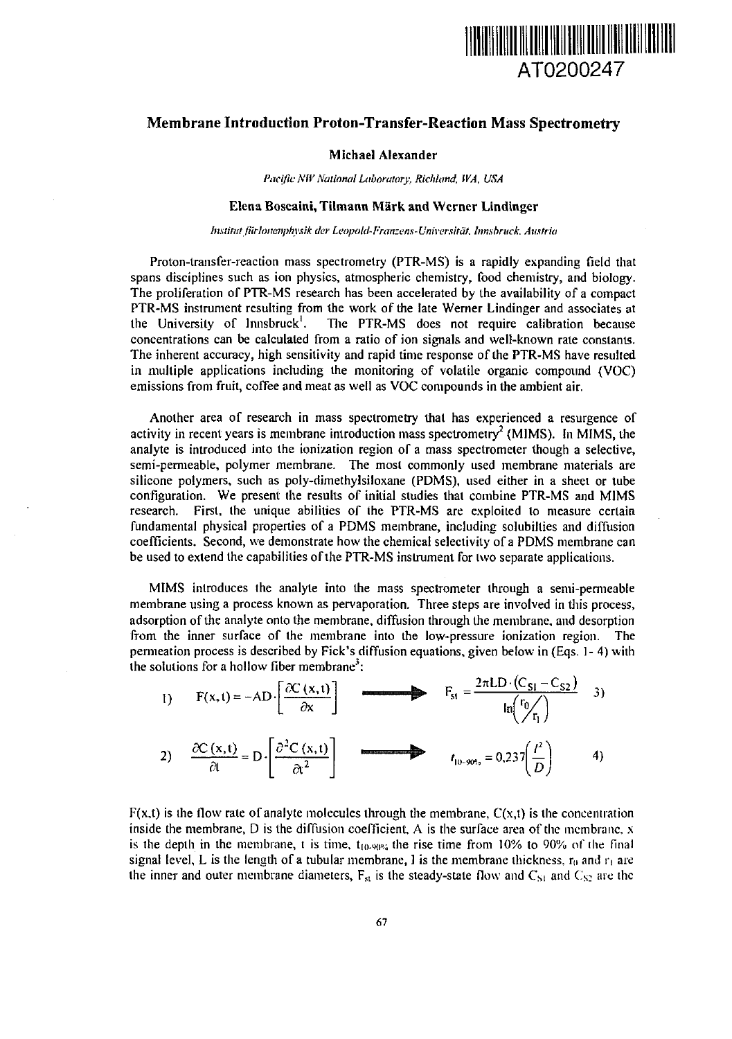AT0200247

# Membrane Introduction Proton-Transfer-Reaction Mass Spectrometry

**Michael Alexander**

*Pacific NW National Laboratory, Richland, WA, USA*

**Elena Boscaini, Tilmann Märk and Werner Lindinger**

*Institut für Ionenphysik der Leopold-Franzens-Universität, Innsbruck, Austria*

Proton-transfer-reaction mass spectrometry (PTR-MS) is a rapidly expanding field that spans disciplines such as ion physics, atmospheric chemistry, food chemistry, and biology. The proliferation of PTR-MS research has been accelerated by the availability of a compact PTR-MS instrument resulting from the work of the late Werner Lindinger and associates at the University of Innsbruck[1]. The PTR-MS does not require calibration because concentrations can be calculated from a ratio of ion signals and well-known rate constants. The inherent accuracy, high sensitivity and rapid time response of the PTR-MS have resulted in multiple applications including the monitoring of volatile organic compound (VOC) emissions from fruit, coffee and meat as well as VOC compounds in the ambient air.

Another area of research in mass spectrometry that has experienced a resurgence of activity in recent years is membrane introduction mass spectrometry[2] (MIMS). In MIMS, the analyte is introduced into the ionization region of a mass spectrometer though a selective, semi-permeable, polymer membrane. The most commonly used membrane materials are silicone polymers, such as poly-dimethylsiloxane (PDMS), used either in a sheet or tube configuration. We present the results of initial studies that combine PTR-MS and MIMS research. First, the unique abilities of the PTR-MS are exploited to measure certain fundamental physical properties of a PDMS membrane, including solubilties and diffusion coefficients. Second, we demonstrate how the chemical selectivity of a PDMS membrane can be used to extend the capabilities of the PTR-MS instrument for two separate applications.

MIMS introduces the analyte into the mass spectrometer through a semi-permeable membrane using a process known as pervaporation. Three steps are involved in this process, adsorption of the analyte onto the membrane, diffusion through the membrane, and desorption from the inner surface of the membrane into the low-pressure ionization region. The permeation process is described by Fick's diffusion equations, given below in (Eqs. 1- 4) with the solutions for a hollow fiber membrane[3]:

$$1)\quad F(x,t) = -AD\cdot\left[\frac{\partial C(x,t)}{\partial x}\right] \longrightarrow F_{st} = \frac{2\pi LD\cdot(C_{S1}-C_{S2})}{\ln\left(r_0/r_1\right)}\quad 3)$$

$$2)\quad \frac{\partial C(x,t)}{\partial t} = D\cdot\left[\frac{\partial^2 C(x,t)}{\partial t^2}\right] \longrightarrow t_{10-90\%} = 0{,}237\left(\frac{l^2}{D}\right)\quad 4)$$

$F(x,t)$ is the flow rate of analyte molecules through the membrane, $C(x,t)$ is the concentration inside the membrane, D is the diffusion coefficient, A is the surface area of the membrane, x is the depth in the membrane, t is time, $t_{10-90\%}$ the rise time from 10% to 90% of the final signal level, L is the length of a tubular membrane, l is the membrane thickness, $r_0$ and $r_1$ are the inner and outer membrane diameters, $F_{st}$ is the steady-state flow and $C_{S1}$ and $C_{S2}$ are the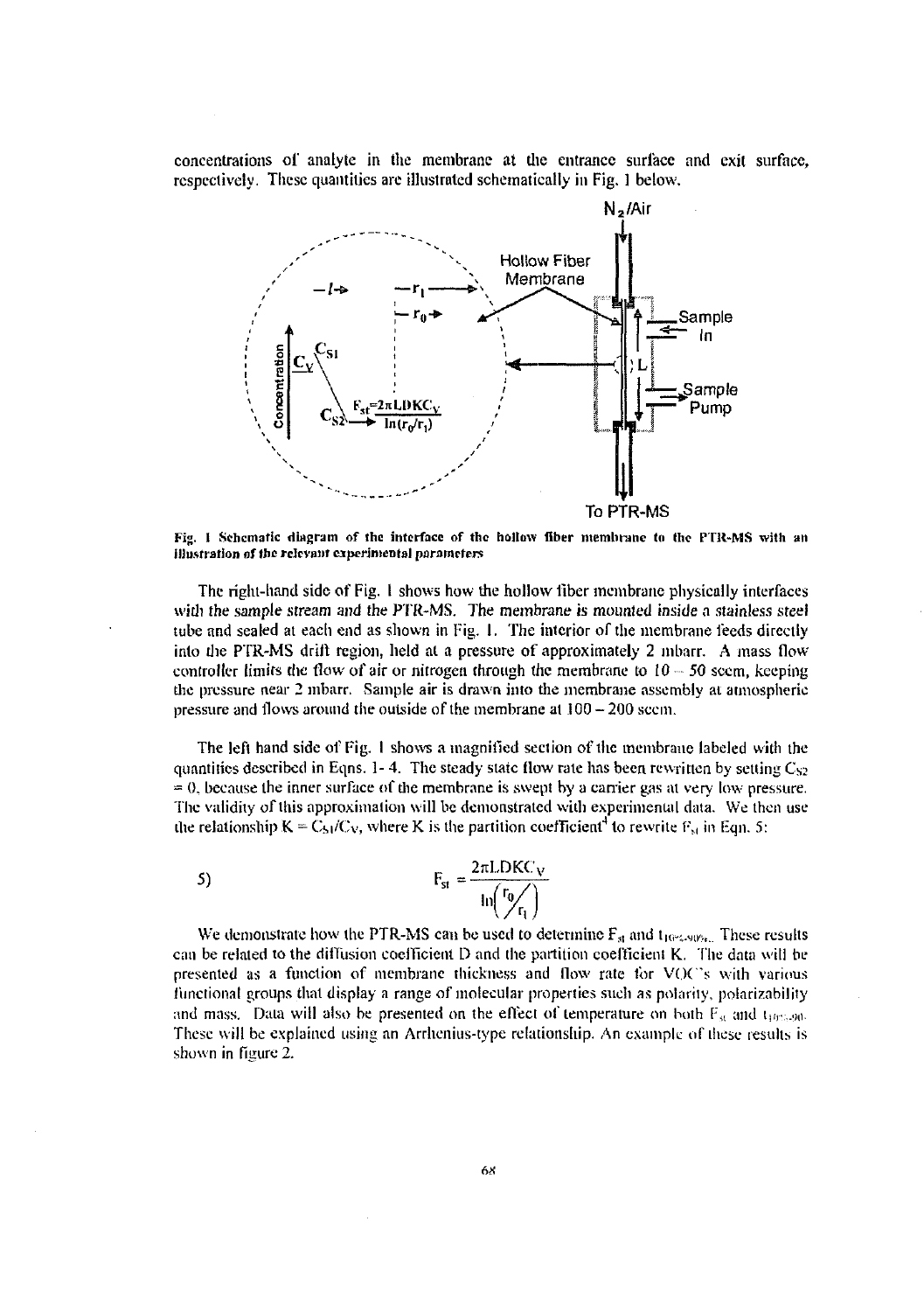concentrations of analyte in the membrane at the entrance surface and exit surface, respectively. These quantities are illustrated schematically in Fig. 1 below.

Fig. 1 Schematic diagram of the interface of the hollow fiber membrane to the PTR-MS with an illustration of the relevant experimental parameters

The right-hand side of Fig. 1 shows how the hollow fiber membrane physically interfaces with the sample stream and the PTR-MS. The membrane is mounted inside a stainless steel tube and sealed at each end as shown in Fig. 1. The interior of the membrane feeds directly into the PTR-MS drift region, held at a pressure of approximately 2 mbarr. A mass flow controller limits the flow of air or nitrogen through the membrane to 10 – 50 sccm, keeping the pressure near 2 mbarr. Sample air is drawn into the membrane assembly at atmospheric pressure and flows around the outside of the membrane at 100 – 200 sccm.

The left hand side of Fig. 1 shows a magnified section of the membrane labeled with the quantities described in Eqns. 1- 4. The steady static flow rate has been rewritten by setting $C_{S2} = 0$, because the inner surface of the membrane is swept by a carrier gas at very low pressure. The validity of this approximation will be demonstrated with experimental data. We then use the relationship $K = C_{S1}/C_V$, where K is the partition coefficient[4] to rewrite $F_{st}$ in Eqn. 5:

$$5) \qquad F_{st} = \frac{2\pi LDKC_V}{\ln\left(\frac{r_0}{r_1}\right)}$$

We demonstrate how the PTR-MS can be used to determine $F_{st}$ and $t_{10\text{-}90\%}$. These results can be related to the diffusion coefficient D and the partition coefficient K. The data will be presented as a function of membrane thickness and flow rate for VOC's with various functional groups that display a range of molecular properties such as polarity, polarizability and mass. Data will also be presented on the effect of temperature on both $F_{st}$ and $t_{10\text{-}90}$. These will be explained using an Arrhenius-type relationship. An example of these results is shown in figure 2.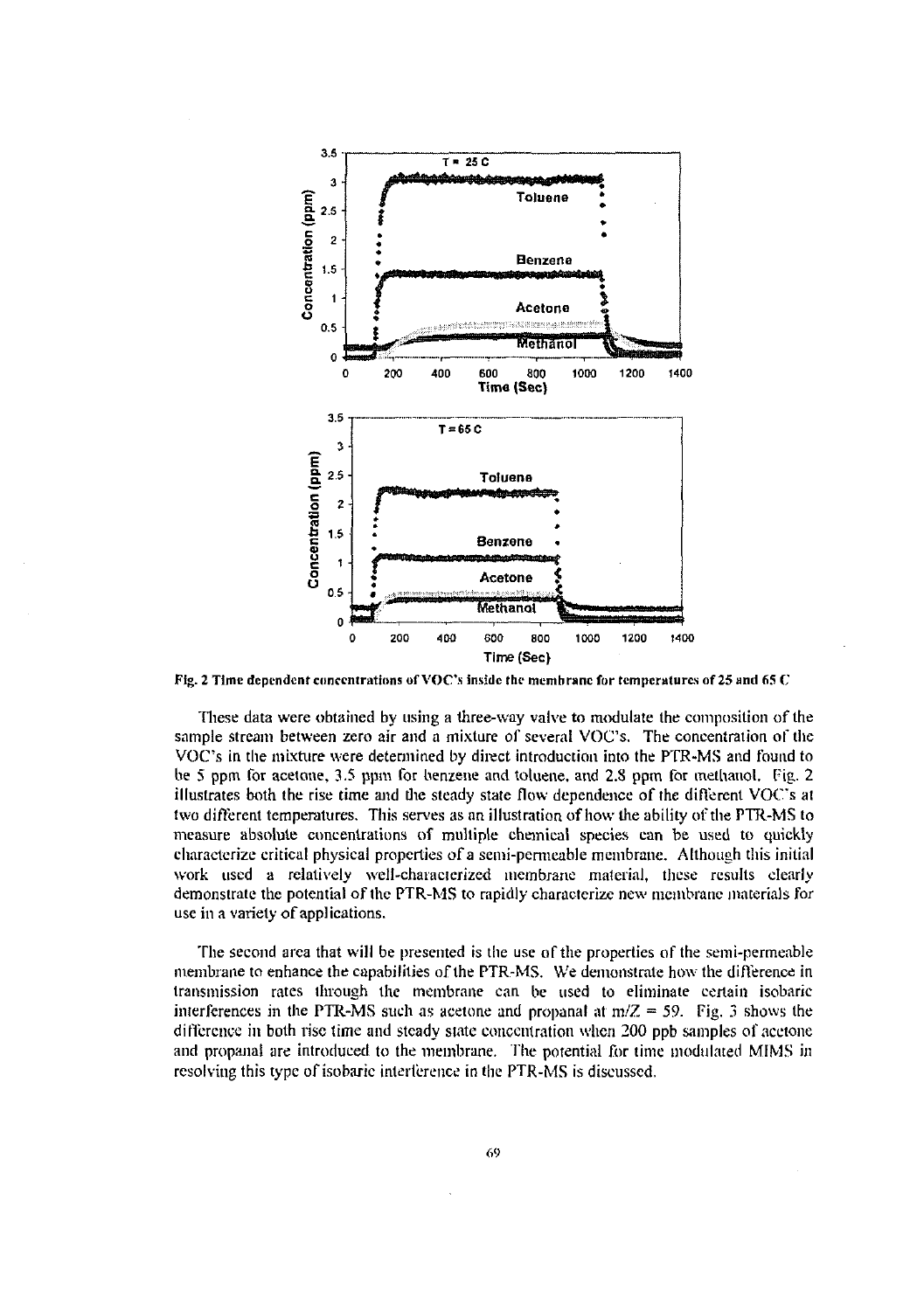Fig. 2 Time dependent concentrations of VOC's inside the membrane for temperatures of 25 and 65 C

These data were obtained by using a three-way valve to modulate the composition of the sample stream between zero air and a mixture of several VOC's. The concentration of the VOC's in the mixture were determined by direct introduction into the PTR-MS and found to be 5 ppm for acetone, 3.5 ppm for benzene and toluene, and 2.8 ppm for methanol. Fig. 2 illustrates both the rise time and the steady state flow dependence of the different VOC's at two different temperatures. This serves as an illustration of how the ability of the PTR-MS to measure absolute concentrations of multiple chemical species can be used to quickly characterize critical physical properties of a semi-permeable membrane. Although this initial work used a relatively well-characterized membrane material, these results clearly demonstrate the potential of the PTR-MS to rapidly characterize new membrane materials for use in a variety of applications.

The second area that will be presented is the use of the properties of the semi-permeable membrane to enhance the capabilities of the PTR-MS. We demonstrate how the difference in transmission rates through the membrane can be used to eliminate certain isobaric interferences in the PTR-MS such as acetone and propanal at $m/Z = 59$. Fig. 3 shows the difference in both rise time and steady state concentration when 200 ppb samples of acetone and propanal are introduced to the membrane. The potential for time modulated MIMS in resolving this type of isobaric interference in the PTR-MS is discussed.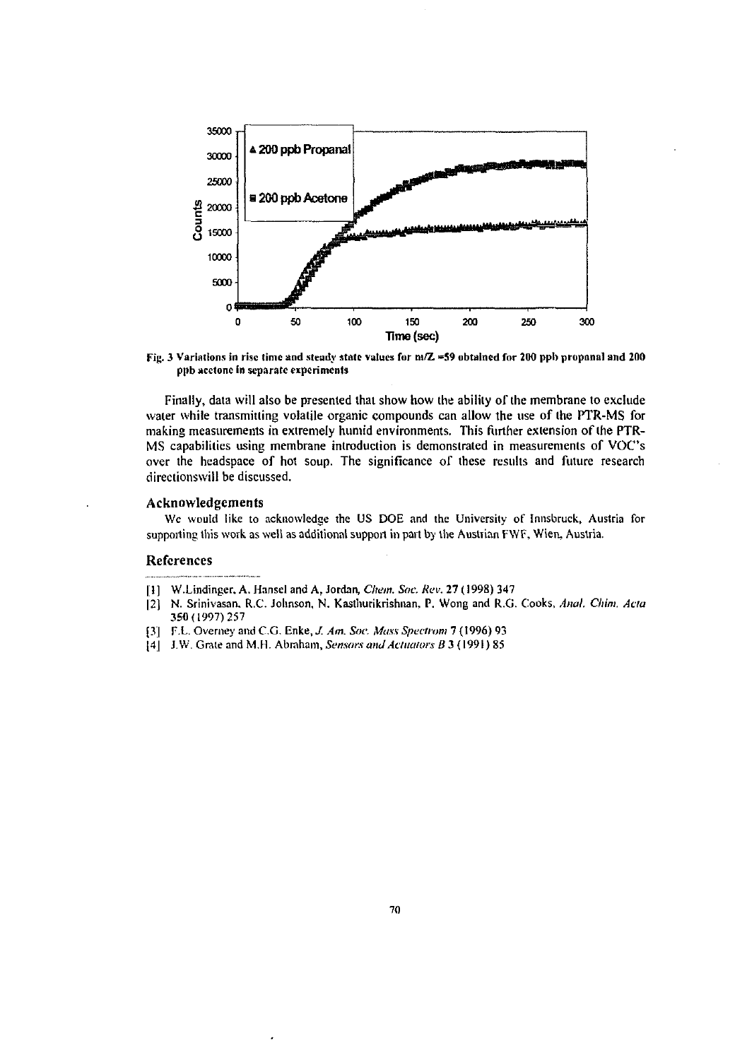35000
30000
25000
20000
15000
10000
5000
0

Counts

▲ 200 ppb Propanal

■ 200 ppb Acetone

0 50 100 150 200 250 300

Time (sec)

**Fig. 3 Variations in rise time and steady state values for m/Z =59 obtained for 200 ppb propanal and 200 ppb acetone in separate experiments**

Finally, data will also be presented that show how the ability of the membrane to exclude water while transmitting volatile organic compounds can allow the use of the PTR-MS for making measurements in extremely humid environments. This further extension of the PTR-MS capabilities using membrane introduction is demonstrated in measurements of VOC's over the headspace of hot soup. The significance of these results and future research directionswill be discussed.

## Acknowledgements

We would like to acknowledge the US DOE and the University of Innsbruck, Austria for supporting this work as well as additional support in part by the Austrian FWF, Wien, Austria.

## References

[1] W.Lindinger, A. Hansel and A, Jordan, *Chem. Soc. Rev.* 27 (1998) 347

[2] N. Srinivasan, R.C. Johnson, N. Kasthurikrishnan, P. Wong and R.G. Cooks, *Anal. Chim. Acta* 350 (1997) 257

[3] F.L. Overney and C.G. Enke, *J. Am. Soc. Mass Spectrom* 7 (1996) 93

[4] J.W. Grate and M.H. Abraham, *Sensors and Actuators B* 3 (1991) 85